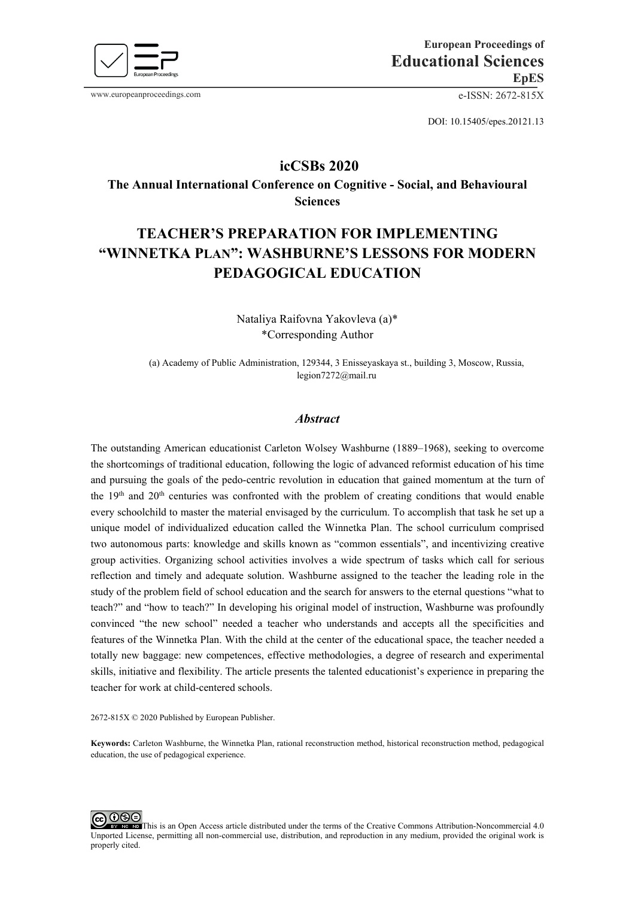European Proceedings of
Educational Sciences
EpES

www.europeanproceedings.com e-ISSN: 2672-815X

DOI: 10.15405/epes.20121.13

## icCSBs 2020
### The Annual International Conference on Cognitive - Social, and Behavioural Sciences

# TEACHER'S PREPARATION FOR IMPLEMENTING "WINNETKA PLAN": WASHBURNE'S LESSONS FOR MODERN PEDAGOGICAL EDUCATION

Nataliya Raifovna Yakovleva (a)*
*Corresponding Author

(a) Academy of Public Administration, 129344, 3 Enisseyaskaya st., building 3, Moscow, Russia, legion7272@mail.ru

## *Abstract*

The outstanding American educationist Carleton Wolsey Washburne (1889–1968), seeking to overcome the shortcomings of traditional education, following the logic of advanced reformist education of his time and pursuing the goals of the pedo-centric revolution in education that gained momentum at the turn of the 19th and 20th centuries was confronted with the problem of creating conditions that would enable every schoolchild to master the material envisaged by the curriculum. To accomplish that task he set up a unique model of individualized education called the Winnetka Plan. The school curriculum comprised two autonomous parts: knowledge and skills known as "common essentials", and incentivizing creative group activities. Organizing school activities involves a wide spectrum of tasks which call for serious reflection and timely and adequate solution. Washburne assigned to the teacher the leading role in the study of the problem field of school education and the search for answers to the eternal questions "what to teach?" and "how to teach?" In developing his original model of instruction, Washburne was profoundly convinced "the new school" needed a teacher who understands and accepts all the specificities and features of the Winnetka Plan. With the child at the center of the educational space, the teacher needed a totally new baggage: new competences, effective methodologies, a degree of research and experimental skills, initiative and flexibility. The article presents the talented educationist's experience in preparing the teacher for work at child-centered schools.

2672-815X © 2020 Published by European Publisher.

**Keywords:** Carleton Washburne, the Winnetka Plan, rational reconstruction method, historical reconstruction method, pedagogical education, the use of pedagogical experience.

This is an Open Access article distributed under the terms of the Creative Commons Attribution-Noncommercial 4.0 Unported License, permitting all non-commercial use, distribution, and reproduction in any medium, provided the original work is properly cited.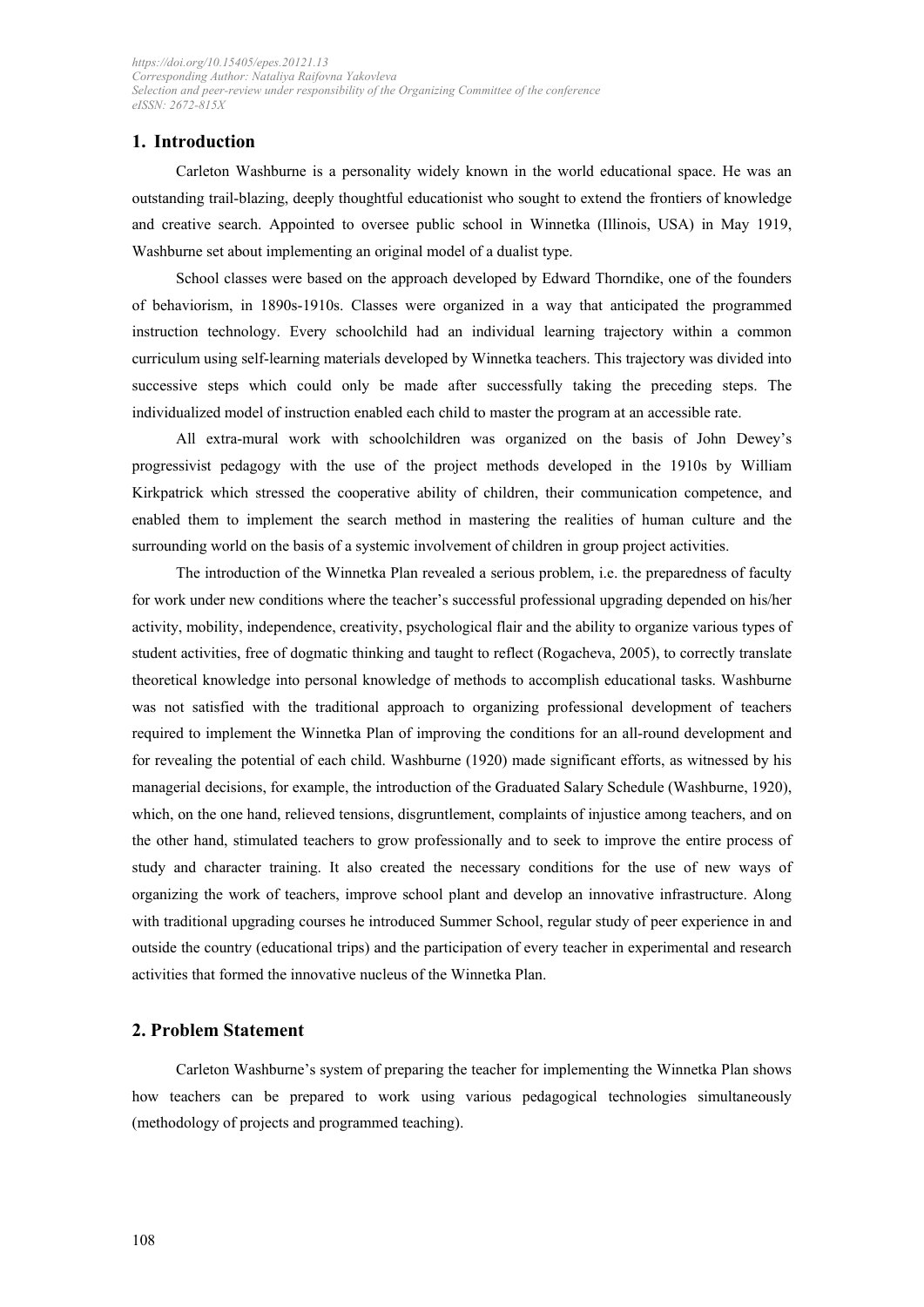## 1. Introduction

Carleton Washburne is a personality widely known in the world educational space. He was an outstanding trail-blazing, deeply thoughtful educationist who sought to extend the frontiers of knowledge and creative search. Appointed to oversee public school in Winnetka (Illinois, USA) in May 1919, Washburne set about implementing an original model of a dualist type.

School classes were based on the approach developed by Edward Thorndike, one of the founders of behaviorism, in 1890s-1910s. Classes were organized in a way that anticipated the programmed instruction technology. Every schoolchild had an individual learning trajectory within a common curriculum using self-learning materials developed by Winnetka teachers. This trajectory was divided into successive steps which could only be made after successfully taking the preceding steps. The individualized model of instruction enabled each child to master the program at an accessible rate.

All extra-mural work with schoolchildren was organized on the basis of John Dewey's progressivist pedagogy with the use of the project methods developed in the 1910s by William Kirkpatrick which stressed the cooperative ability of children, their communication competence, and enabled them to implement the search method in mastering the realities of human culture and the surrounding world on the basis of a systemic involvement of children in group project activities.

The introduction of the Winnetka Plan revealed a serious problem, i.e. the preparedness of faculty for work under new conditions where the teacher's successful professional upgrading depended on his/her activity, mobility, independence, creativity, psychological flair and the ability to organize various types of student activities, free of dogmatic thinking and taught to reflect (Rogacheva, 2005), to correctly translate theoretical knowledge into personal knowledge of methods to accomplish educational tasks. Washburne was not satisfied with the traditional approach to organizing professional development of teachers required to implement the Winnetka Plan of improving the conditions for an all-round development and for revealing the potential of each child. Washburne (1920) made significant efforts, as witnessed by his managerial decisions, for example, the introduction of the Graduated Salary Schedule (Washburne, 1920), which, on the one hand, relieved tensions, disgruntlement, complaints of injustice among teachers, and on the other hand, stimulated teachers to grow professionally and to seek to improve the entire process of study and character training. It also created the necessary conditions for the use of new ways of organizing the work of teachers, improve school plant and develop an innovative infrastructure. Along with traditional upgrading courses he introduced Summer School, regular study of peer experience in and outside the country (educational trips) and the participation of every teacher in experimental and research activities that formed the innovative nucleus of the Winnetka Plan.

## 2. Problem Statement

Carleton Washburne's system of preparing the teacher for implementing the Winnetka Plan shows how teachers can be prepared to work using various pedagogical technologies simultaneously (methodology of projects and programmed teaching).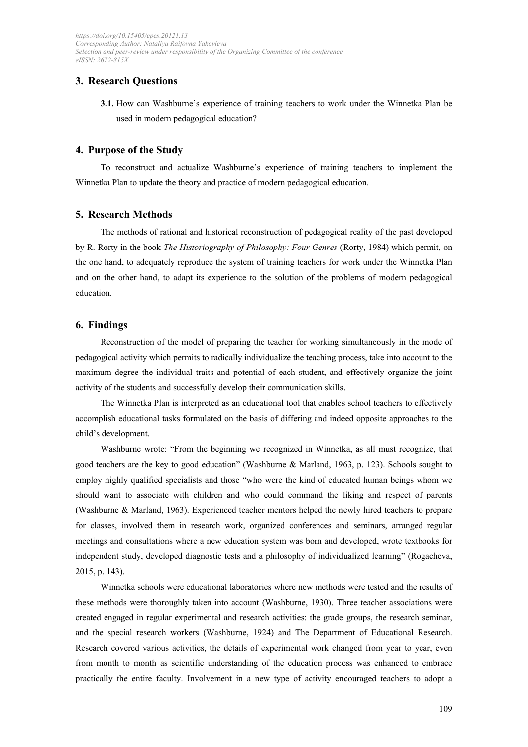## 3. Research Questions

**3.1.** How can Washburne's experience of training teachers to work under the Winnetka Plan be used in modern pedagogical education?

## 4. Purpose of the Study

To reconstruct and actualize Washburne's experience of training teachers to implement the Winnetka Plan to update the theory and practice of modern pedagogical education.

## 5. Research Methods

The methods of rational and historical reconstruction of pedagogical reality of the past developed by R. Rorty in the book *The Historiography of Philosophy: Four Genres* (Rorty, 1984) which permit, on the one hand, to adequately reproduce the system of training teachers for work under the Winnetka Plan and on the other hand, to adapt its experience to the solution of the problems of modern pedagogical education.

## 6. Findings

Reconstruction of the model of preparing the teacher for working simultaneously in the mode of pedagogical activity which permits to radically individualize the teaching process, take into account to the maximum degree the individual traits and potential of each student, and effectively organize the joint activity of the students and successfully develop their communication skills.

The Winnetka Plan is interpreted as an educational tool that enables school teachers to effectively accomplish educational tasks formulated on the basis of differing and indeed opposite approaches to the child's development.

Washburne wrote: "From the beginning we recognized in Winnetka, as all must recognize, that good teachers are the key to good education" (Washburne & Marland, 1963, p. 123). Schools sought to employ highly qualified specialists and those "who were the kind of educated human beings whom we should want to associate with children and who could command the liking and respect of parents (Washburne & Marland, 1963). Experienced teacher mentors helped the newly hired teachers to prepare for classes, involved them in research work, organized conferences and seminars, arranged regular meetings and consultations where a new education system was born and developed, wrote textbooks for independent study, developed diagnostic tests and a philosophy of individualized learning" (Rogacheva, 2015, p. 143).

Winnetka schools were educational laboratories where new methods were tested and the results of these methods were thoroughly taken into account (Washburne, 1930). Three teacher associations were created engaged in regular experimental and research activities: the grade groups, the research seminar, and the special research workers (Washburne, 1924) and The Department of Educational Research. Research covered various activities, the details of experimental work changed from year to year, even from month to month as scientific understanding of the education process was enhanced to embrace practically the entire faculty. Involvement in a new type of activity encouraged teachers to adopt a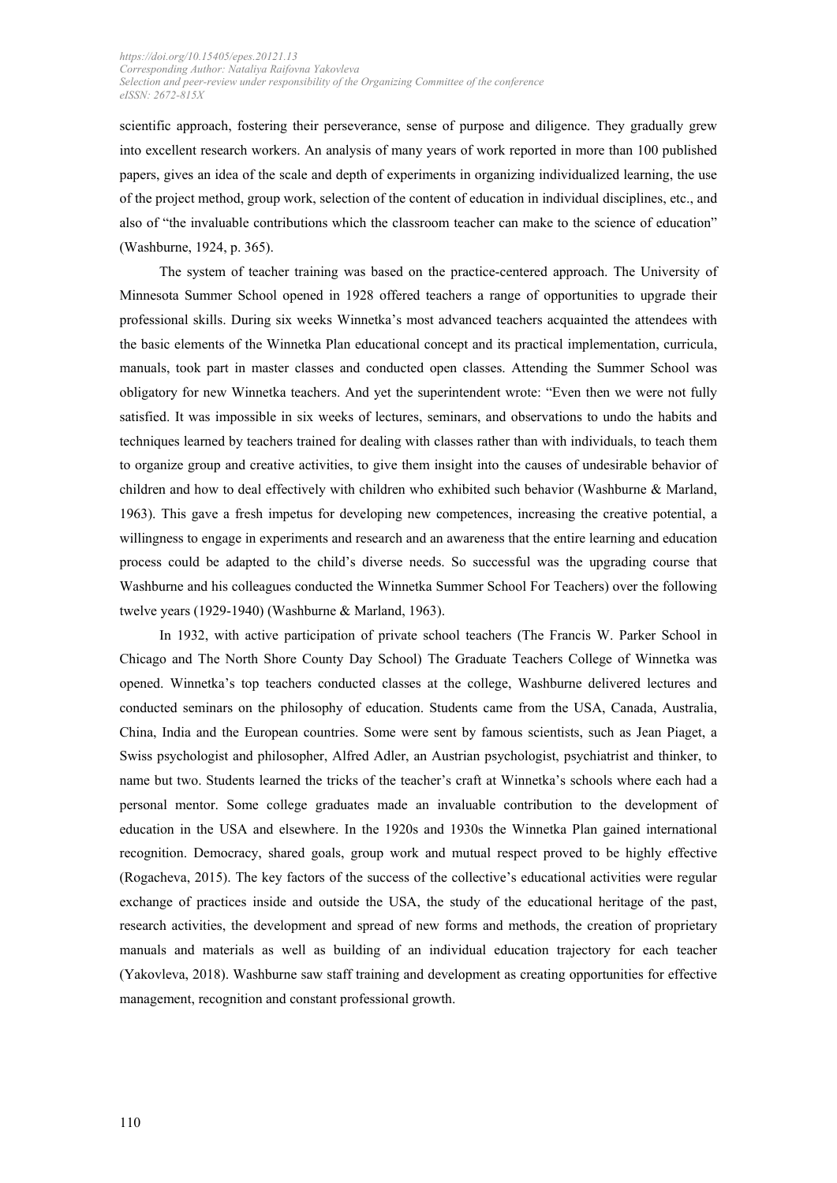scientific approach, fostering their perseverance, sense of purpose and diligence. They gradually grew into excellent research workers. An analysis of many years of work reported in more than 100 published papers, gives an idea of the scale and depth of experiments in organizing individualized learning, the use of the project method, group work, selection of the content of education in individual disciplines, etc., and also of "the invaluable contributions which the classroom teacher can make to the science of education" (Washburne, 1924, p. 365).

The system of teacher training was based on the practice-centered approach. The University of Minnesota Summer School opened in 1928 offered teachers a range of opportunities to upgrade their professional skills. During six weeks Winnetka's most advanced teachers acquainted the attendees with the basic elements of the Winnetka Plan educational concept and its practical implementation, curricula, manuals, took part in master classes and conducted open classes. Attending the Summer School was obligatory for new Winnetka teachers. And yet the superintendent wrote: "Even then we were not fully satisfied. It was impossible in six weeks of lectures, seminars, and observations to undo the habits and techniques learned by teachers trained for dealing with classes rather than with individuals, to teach them to organize group and creative activities, to give them insight into the causes of undesirable behavior of children and how to deal effectively with children who exhibited such behavior (Washburne & Marland, 1963). This gave a fresh impetus for developing new competences, increasing the creative potential, a willingness to engage in experiments and research and an awareness that the entire learning and education process could be adapted to the child's diverse needs. So successful was the upgrading course that Washburne and his colleagues conducted the Winnetka Summer School For Teachers) over the following twelve years (1929-1940) (Washburne & Marland, 1963).

In 1932, with active participation of private school teachers (The Francis W. Parker School in Chicago and The North Shore County Day School) The Graduate Teachers College of Winnetka was opened. Winnetka's top teachers conducted classes at the college, Washburne delivered lectures and conducted seminars on the philosophy of education. Students came from the USA, Canada, Australia, China, India and the European countries. Some were sent by famous scientists, such as Jean Piaget, a Swiss psychologist and philosopher, Alfred Adler, an Austrian psychologist, psychiatrist and thinker, to name but two. Students learned the tricks of the teacher's craft at Winnetka's schools where each had a personal mentor. Some college graduates made an invaluable contribution to the development of education in the USA and elsewhere. In the 1920s and 1930s the Winnetka Plan gained international recognition. Democracy, shared goals, group work and mutual respect proved to be highly effective (Rogacheva, 2015). The key factors of the success of the collective's educational activities were regular exchange of practices inside and outside the USA, the study of the educational heritage of the past, research activities, the development and spread of new forms and methods, the creation of proprietary manuals and materials as well as building of an individual education trajectory for each teacher (Yakovleva, 2018). Washburne saw staff training and development as creating opportunities for effective management, recognition and constant professional growth.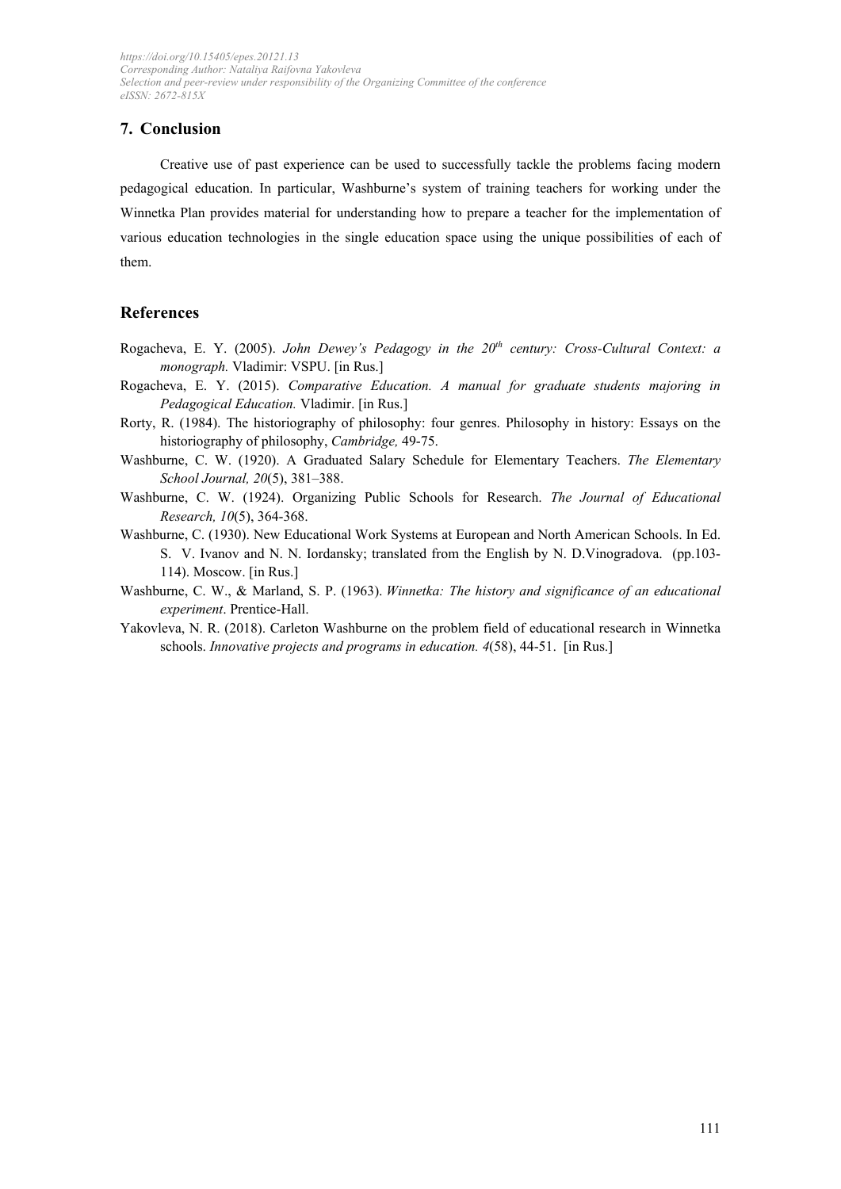## 7. Conclusion

Creative use of past experience can be used to successfully tackle the problems facing modern pedagogical education. In particular, Washburne's system of training teachers for working under the Winnetka Plan provides material for understanding how to prepare a teacher for the implementation of various education technologies in the single education space using the unique possibilities of each of them.

## References

Rogacheva, E. Y. (2005). *John Dewey's Pedagogy in the 20th century: Cross-Cultural Context: a monograph.* Vladimir: VSPU. [in Rus.]

Rogacheva, E. Y. (2015). *Comparative Education. A manual for graduate students majoring in Pedagogical Education.* Vladimir. [in Rus.]

Rorty, R. (1984). The historiography of philosophy: four genres. Philosophy in history: Essays on the historiography of philosophy, *Cambridge,* 49-75.

Washburne, C. W. (1920). A Graduated Salary Schedule for Elementary Teachers. *The Elementary School Journal, 20*(5), 381–388.

Washburne, C. W. (1924). Organizing Public Schools for Research. *The Journal of Educational Research, 10*(5), 364-368.

Washburne, C. (1930). New Educational Work Systems at European and North American Schools. In Ed. S. V. Ivanov and N. N. Iordansky; translated from the English by N. D.Vinogradova. (pp.103-114). Moscow. [in Rus.]

Washburne, C. W., & Marland, S. P. (1963). *Winnetka: The history and significance of an educational experiment*. Prentice-Hall.

Yakovleva, N. R. (2018). Carleton Washburne on the problem field of educational research in Winnetka schools. *Innovative projects and programs in education. 4*(58), 44-51. [in Rus.]